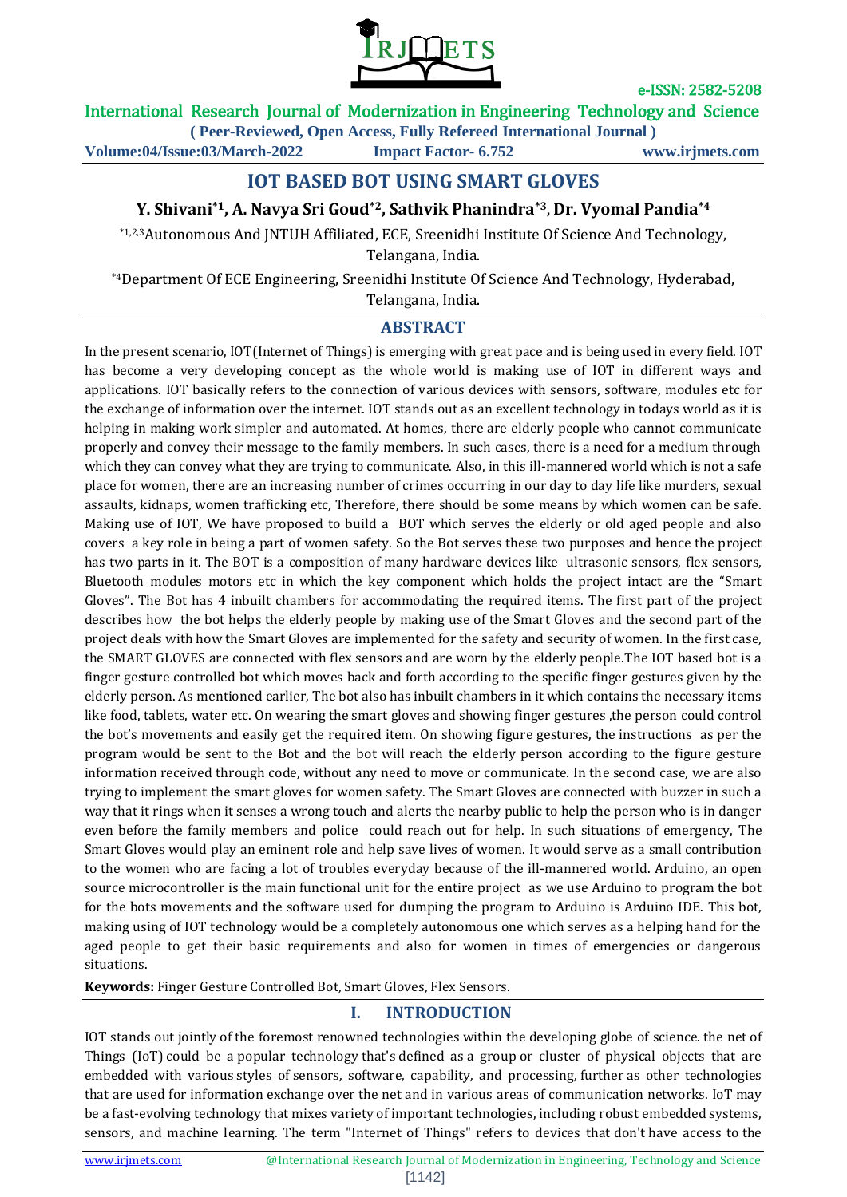# IOT BASED BOT USING SMART GLOVES

**Y. Shivani[*1], A. Navya Sri Goud[*2], Sathvik Phanindra[*3], Dr. Vyomal Pandia[*4]**

[*1,2,3]Autonomous And JNTUH Affiliated, ECE, Sreenidhi Institute Of Science And Technology, Telangana, India.

[*4]Department Of ECE Engineering, Sreenidhi Institute Of Science And Technology, Hyderabad, Telangana, India.

## ABSTRACT

In the present scenario, IOT(Internet of Things) is emerging with great pace and is being used in every field. IOT has become a very developing concept as the whole world is making use of IOT in different ways and applications. IOT basically refers to the connection of various devices with sensors, software, modules etc for the exchange of information over the internet. IOT stands out as an excellent technology in todays world as it is helping in making work simpler and automated. At homes, there are elderly people who cannot communicate properly and convey their message to the family members. In such cases, there is a need for a medium through which they can convey what they are trying to communicate. Also, in this ill-mannered world which is not a safe place for women, there are an increasing number of crimes occurring in our day to day life like murders, sexual assaults, kidnaps, women trafficking etc, Therefore, there should be some means by which women can be safe. Making use of IOT, We have proposed to build a BOT which serves the elderly or old aged people and also covers a key role in being a part of women safety. So the Bot serves these two purposes and hence the project has two parts in it. The BOT is a composition of many hardware devices like ultrasonic sensors, flex sensors, Bluetooth modules motors etc in which the key component which holds the project intact are the "Smart Gloves". The Bot has 4 inbuilt chambers for accommodating the required items. The first part of the project describes how the bot helps the elderly people by making use of the Smart Gloves and the second part of the project deals with how the Smart Gloves are implemented for the safety and security of women. In the first case, the SMART GLOVES are connected with flex sensors and are worn by the elderly people.The IOT based bot is a finger gesture controlled bot which moves back and forth according to the specific finger gestures given by the elderly person. As mentioned earlier, The bot also has inbuilt chambers in it which contains the necessary items like food, tablets, water etc. On wearing the smart gloves and showing finger gestures ,the person could control the bot's movements and easily get the required item. On showing figure gestures, the instructions as per the program would be sent to the Bot and the bot will reach the elderly person according to the figure gesture information received through code, without any need to move or communicate. In the second case, we are also trying to implement the smart gloves for women safety. The Smart Gloves are connected with buzzer in such a way that it rings when it senses a wrong touch and alerts the nearby public to help the person who is in danger even before the family members and police could reach out for help. In such situations of emergency, The Smart Gloves would play an eminent role and help save lives of women. It would serve as a small contribution to the women who are facing a lot of troubles everyday because of the ill-mannered world. Arduino, an open source microcontroller is the main functional unit for the entire project as we use Arduino to program the bot for the bots movements and the software used for dumping the program to Arduino is Arduino IDE. This bot, making using of IOT technology would be a completely autonomous one which serves as a helping hand for the aged people to get their basic requirements and also for women in times of emergencies or dangerous situations.

**Keywords:** Finger Gesture Controlled Bot, Smart Gloves, Flex Sensors.

## I. INTRODUCTION

IOT stands out jointly of the foremost renowned technologies within the developing globe of science. the net of Things (IoT) could be a popular technology that's defined as a group or cluster of physical objects that are embedded with various styles of sensors, software, capability, and processing, further as other technologies that are used for information exchange over the net and in various areas of communication networks. IoT may be a fast-evolving technology that mixes variety of important technologies, including robust embedded systems, sensors, and machine learning. The term "Internet of Things" refers to devices that don't have access to the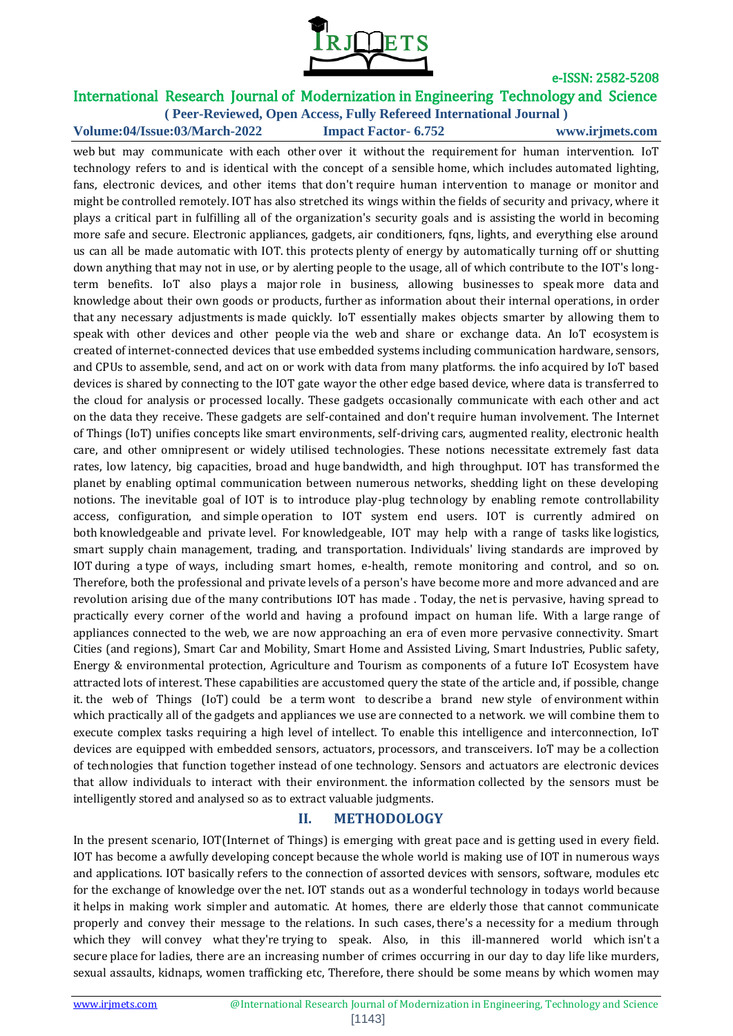web but may communicate with each other over it without the requirement for human intervention. IoT technology refers to and is identical with the concept of a sensible home, which includes automated lighting, fans, electronic devices, and other items that don't require human intervention to manage or monitor and might be controlled remotely. IOT has also stretched its wings within the fields of security and privacy, where it plays a critical part in fulfilling all of the organization's security goals and is assisting the world in becoming more safe and secure. Electronic appliances, gadgets, air conditioners, fqns, lights, and everything else around us can all be made automatic with IOT. this protects plenty of energy by automatically turning off or shutting down anything that may not in use, or by alerting people to the usage, all of which contribute to the IOT's long-term benefits. IoT also plays a major role in business, allowing businesses to speak more data and knowledge about their own goods or products, further as information about their internal operations, in order that any necessary adjustments is made quickly. IoT essentially makes objects smarter by allowing them to speak with other devices and other people via the web and share or exchange data. An IoT ecosystem is created of internet-connected devices that use embedded systems including communication hardware, sensors, and CPUs to assemble, send, and act on or work with data from many platforms. the info acquired by IoT based devices is shared by connecting to the IOT gate wayor the other edge based device, where data is transferred to the cloud for analysis or processed locally. These gadgets occasionally communicate with each other and act on the data they receive. These gadgets are self-contained and don't require human involvement. The Internet of Things (IoT) unifies concepts like smart environments, self-driving cars, augmented reality, electronic health care, and other omnipresent or widely utilised technologies. These notions necessitate extremely fast data rates, low latency, big capacities, broad and huge bandwidth, and high throughput. IOT has transformed the planet by enabling optimal communication between numerous networks, shedding light on these developing notions. The inevitable goal of IOT is to introduce play-plug technology by enabling remote controllability access, configuration, and simple operation to IOT system end users. IOT is currently admired on both knowledgeable and private level. For knowledgeable, IOT may help with a range of tasks like logistics, smart supply chain management, trading, and transportation. Individuals' living standards are improved by IOT during a type of ways, including smart homes, e-health, remote monitoring and control, and so on. Therefore, both the professional and private levels of a person's have become more and more advanced and are revolution arising due of the many contributions IOT has made . Today, the net is pervasive, having spread to practically every corner of the world and having a profound impact on human life. With a large range of appliances connected to the web, we are now approaching an era of even more pervasive connectivity. Smart Cities (and regions), Smart Car and Mobility, Smart Home and Assisted Living, Smart Industries, Public safety, Energy & environmental protection, Agriculture and Tourism as components of a future IoT Ecosystem have attracted lots of interest. These capabilities are accustomed query the state of the article and, if possible, change it. the web of Things (IoT) could be a term wont to describe a brand new style of environment within which practically all of the gadgets and appliances we use are connected to a network. we will combine them to execute complex tasks requiring a high level of intellect. To enable this intelligence and interconnection, IoT devices are equipped with embedded sensors, actuators, processors, and transceivers. IoT may be a collection of technologies that function together instead of one technology. Sensors and actuators are electronic devices that allow individuals to interact with their environment. the information collected by the sensors must be intelligently stored and analysed so as to extract valuable judgments.

## II. METHODOLOGY

In the present scenario, IOT(Internet of Things) is emerging with great pace and is getting used in every field. IOT has become a awfully developing concept because the whole world is making use of IOT in numerous ways and applications. IOT basically refers to the connection of assorted devices with sensors, software, modules etc for the exchange of knowledge over the net. IOT stands out as a wonderful technology in todays world because it helps in making work simpler and automatic. At homes, there are elderly those that cannot communicate properly and convey their message to the relations. In such cases, there's a necessity for a medium through which they will convey what they're trying to speak. Also, in this ill-mannered world which isn't a secure place for ladies, there are an increasing number of crimes occurring in our day to day life like murders, sexual assaults, kidnaps, women trafficking etc, Therefore, there should be some means by which women may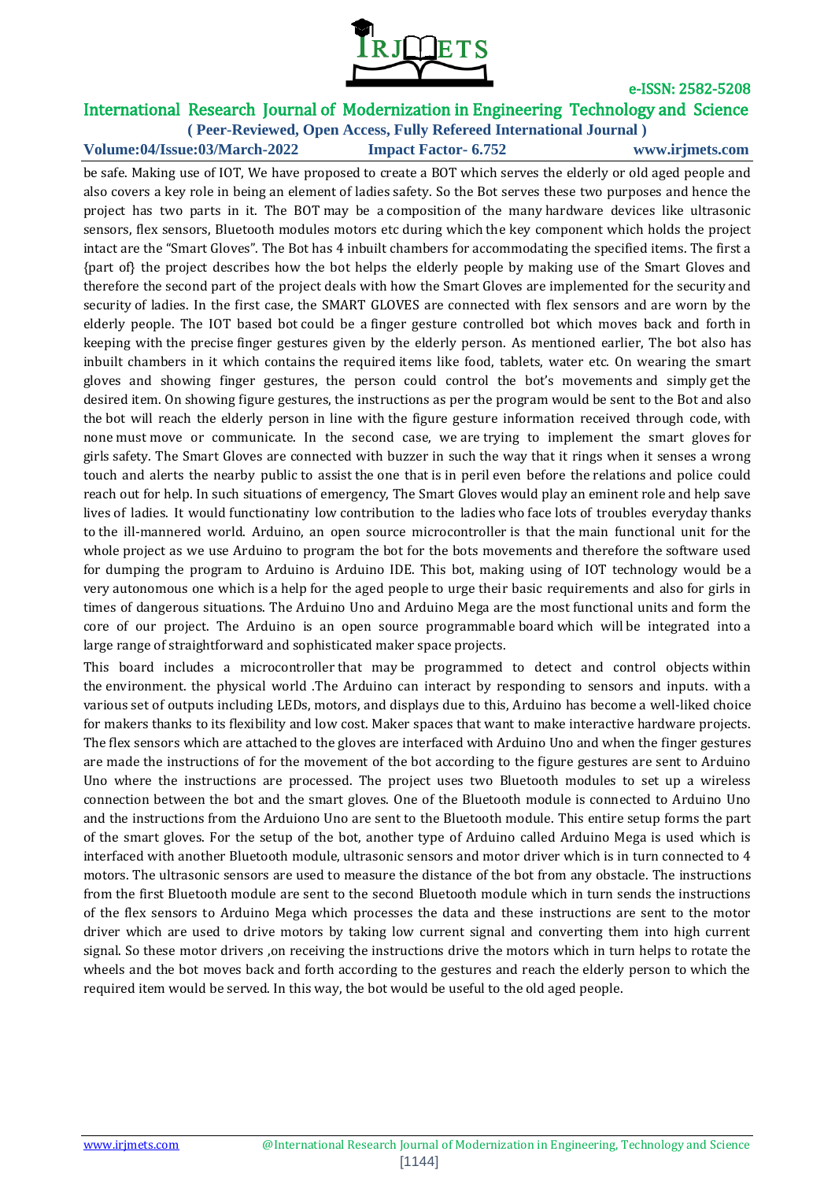be safe. Making use of IOT, We have proposed to create a BOT which serves the elderly or old aged people and also covers a key role in being an element of ladies safety. So the Bot serves these two purposes and hence the project has two parts in it. The BOT may be a composition of the many hardware devices like ultrasonic sensors, flex sensors, Bluetooth modules motors etc during which the key component which holds the project intact are the "Smart Gloves". The Bot has 4 inbuilt chambers for accommodating the specified items. The first a {part of} the project describes how the bot helps the elderly people by making use of the Smart Gloves and therefore the second part of the project deals with how the Smart Gloves are implemented for the security and security of ladies. In the first case, the SMART GLOVES are connected with flex sensors and are worn by the elderly people. The IOT based bot could be a finger gesture controlled bot which moves back and forth in keeping with the precise finger gestures given by the elderly person. As mentioned earlier, The bot also has inbuilt chambers in it which contains the required items like food, tablets, water etc. On wearing the smart gloves and showing finger gestures, the person could control the bot's movements and simply get the desired item. On showing figure gestures, the instructions as per the program would be sent to the Bot and also the bot will reach the elderly person in line with the figure gesture information received through code, with none must move or communicate. In the second case, we are trying to implement the smart gloves for girls safety. The Smart Gloves are connected with buzzer in such the way that it rings when it senses a wrong touch and alerts the nearby public to assist the one that is in peril even before the relations and police could reach out for help. In such situations of emergency, The Smart Gloves would play an eminent role and help save lives of ladies. It would functionatiny low contribution to the ladies who face lots of troubles everyday thanks to the ill-mannered world. Arduino, an open source microcontroller is that the main functional unit for the whole project as we use Arduino to program the bot for the bots movements and therefore the software used for dumping the program to Arduino is Arduino IDE. This bot, making using of IOT technology would be a very autonomous one which is a help for the aged people to urge their basic requirements and also for girls in times of dangerous situations. The Arduino Uno and Arduino Mega are the most functional units and form the core of our project. The Arduino is an open source programmable board which will be integrated into a large range of straightforward and sophisticated maker space projects.

This board includes a microcontroller that may be programmed to detect and control objects within the environment. the physical world .The Arduino can interact by responding to sensors and inputs. with a various set of outputs including LEDs, motors, and displays due to this, Arduino has become a well-liked choice for makers thanks to its flexibility and low cost. Maker spaces that want to make interactive hardware projects. The flex sensors which are attached to the gloves are interfaced with Arduino Uno and when the finger gestures are made the instructions of for the movement of the bot according to the figure gestures are sent to Arduino Uno where the instructions are processed. The project uses two Bluetooth modules to set up a wireless connection between the bot and the smart gloves. One of the Bluetooth module is connected to Arduino Uno and the instructions from the Arduiono Uno are sent to the Bluetooth module. This entire setup forms the part of the smart gloves. For the setup of the bot, another type of Arduino called Arduino Mega is used which is interfaced with another Bluetooth module, ultrasonic sensors and motor driver which is in turn connected to 4 motors. The ultrasonic sensors are used to measure the distance of the bot from any obstacle. The instructions from the first Bluetooth module are sent to the second Bluetooth module which in turn sends the instructions of the flex sensors to Arduino Mega which processes the data and these instructions are sent to the motor driver which are used to drive motors by taking low current signal and converting them into high current signal. So these motor drivers ,on receiving the instructions drive the motors which in turn helps to rotate the wheels and the bot moves back and forth according to the gestures and reach the elderly person to which the required item would be served. In this way, the bot would be useful to the old aged people.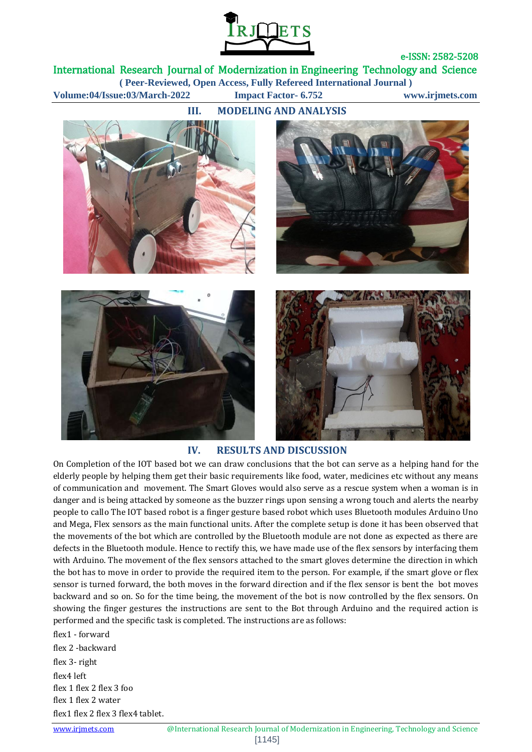## III. MODELING AND ANALYSIS

## IV. RESULTS AND DISCUSSION

On Completion of the IOT based bot we can draw conclusions that the bot can serve as a helping hand for the elderly people by helping them get their basic requirements like food, water, medicines etc without any means of communication and movement. The Smart Gloves would also serve as a rescue system when a woman is in danger and is being attacked by someone as the buzzer rings upon sensing a wrong touch and alerts the nearby people to callo The IOT based robot is a finger gesture based robot which uses Bluetooth modules Arduino Uno and Mega, Flex sensors as the main functional units. After the complete setup is done it has been observed that the movements of the bot which are controlled by the Bluetooth module are not done as expected as there are defects in the Bluetooth module. Hence to rectify this, we have made use of the flex sensors by interfacing them with Arduino. The movement of the flex sensors attached to the smart gloves determine the direction in which the bot has to move in order to provide the required item to the person. For example, if the smart glove or flex sensor is turned forward, the both moves in the forward direction and if the flex sensor is bent the bot moves backward and so on. So for the time being, the movement of the bot is now controlled by the flex sensors. On showing the finger gestures the instructions are sent to the Bot through Arduino and the required action is performed and the specific task is completed. The instructions are as follows:

flex1 - forward

flex 2 -backward

flex 3- right

flex4 left

flex 1 flex 2 flex 3 foo

flex 1 flex 2 water

flex1 flex 2 flex 3 flex4 tablet.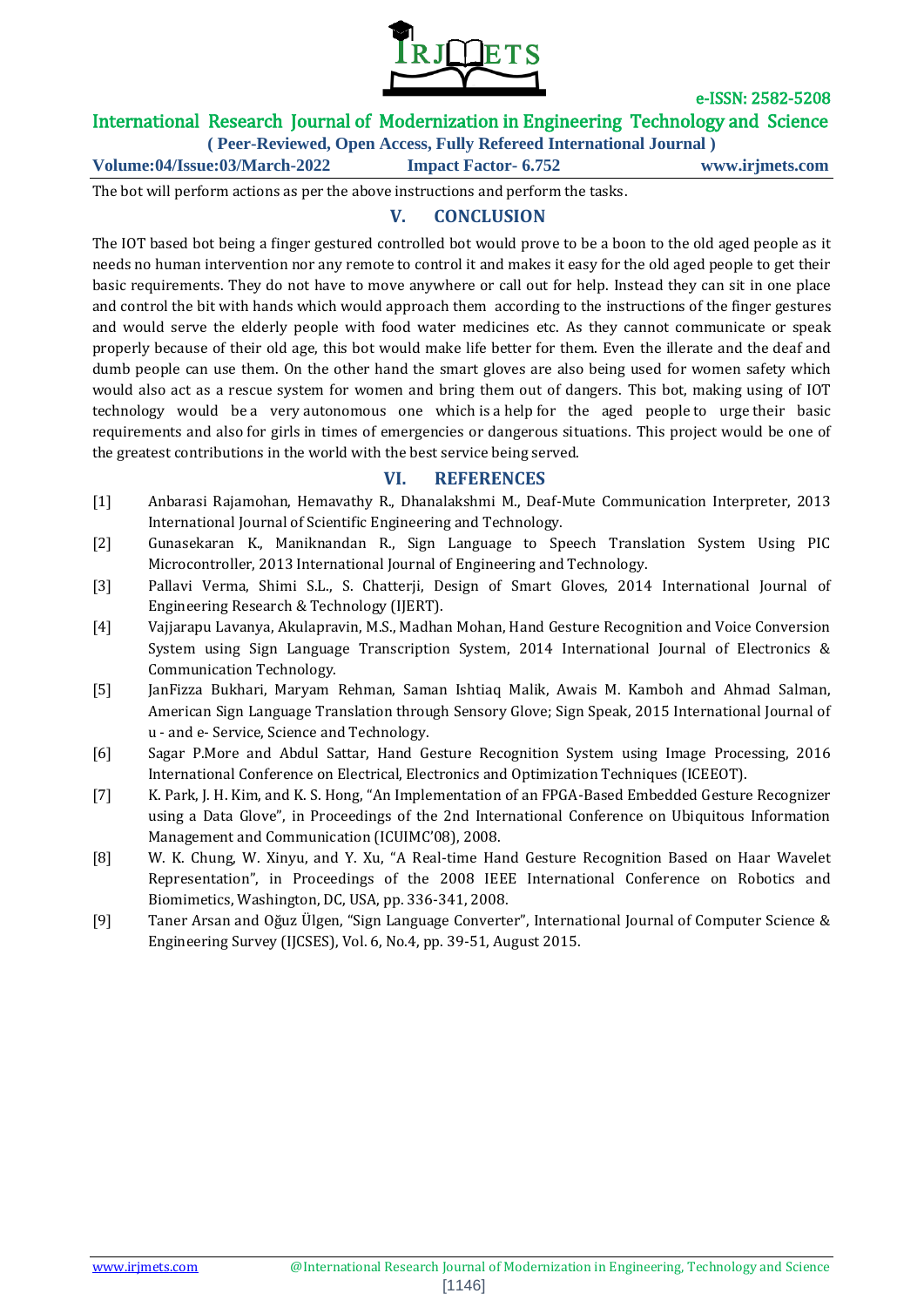The bot will perform actions as per the above instructions and perform the tasks.

## V. CONCLUSION

The IOT based bot being a finger gestured controlled bot would prove to be a boon to the old aged people as it needs no human intervention nor any remote to control it and makes it easy for the old aged people to get their basic requirements. They do not have to move anywhere or call out for help. Instead they can sit in one place and control the bit with hands which would approach them according to the instructions of the finger gestures and would serve the elderly people with food water medicines etc. As they cannot communicate or speak properly because of their old age, this bot would make life better for them. Even the illerate and the deaf and dumb people can use them. On the other hand the smart gloves are also being used for women safety which would also act as a rescue system for women and bring them out of dangers. This bot, making using of IOT technology would be a very autonomous one which is a help for the aged people to urge their basic requirements and also for girls in times of emergencies or dangerous situations. This project would be one of the greatest contributions in the world with the best service being served.

## VI. REFERENCES

[1] Anbarasi Rajamohan, Hemavathy R., Dhanalakshmi M., Deaf-Mute Communication Interpreter, 2013 International Journal of Scientific Engineering and Technology.

[2] Gunasekaran K., Maniknandan R., Sign Language to Speech Translation System Using PIC Microcontroller, 2013 International Journal of Engineering and Technology.

[3] Pallavi Verma, Shimi S.L., S. Chatterji, Design of Smart Gloves, 2014 International Journal of Engineering Research & Technology (IJERT).

[4] Vajjarapu Lavanya, Akulapravin, M.S., Madhan Mohan, Hand Gesture Recognition and Voice Conversion System using Sign Language Transcription System, 2014 International Journal of Electronics & Communication Technology.

[5] JanFizza Bukhari, Maryam Rehman, Saman Ishtiaq Malik, Awais M. Kamboh and Ahmad Salman, American Sign Language Translation through Sensory Glove; Sign Speak, 2015 International Journal of u - and e- Service, Science and Technology.

[6] Sagar P.More and Abdul Sattar, Hand Gesture Recognition System using Image Processing, 2016 International Conference on Electrical, Electronics and Optimization Techniques (ICEEOT).

[7] K. Park, J. H. Kim, and K. S. Hong, "An Implementation of an FPGA-Based Embedded Gesture Recognizer using a Data Glove", in Proceedings of the 2nd International Conference on Ubiquitous Information Management and Communication (ICUIMC'08), 2008.

[8] W. K. Chung, W. Xinyu, and Y. Xu, "A Real-time Hand Gesture Recognition Based on Haar Wavelet Representation", in Proceedings of the 2008 IEEE International Conference on Robotics and Biomimetics, Washington, DC, USA, pp. 336-341, 2008.

[9] Taner Arsan and Oğuz Ülgen, "Sign Language Converter", International Journal of Computer Science & Engineering Survey (IJCSES), Vol. 6, No.4, pp. 39-51, August 2015.